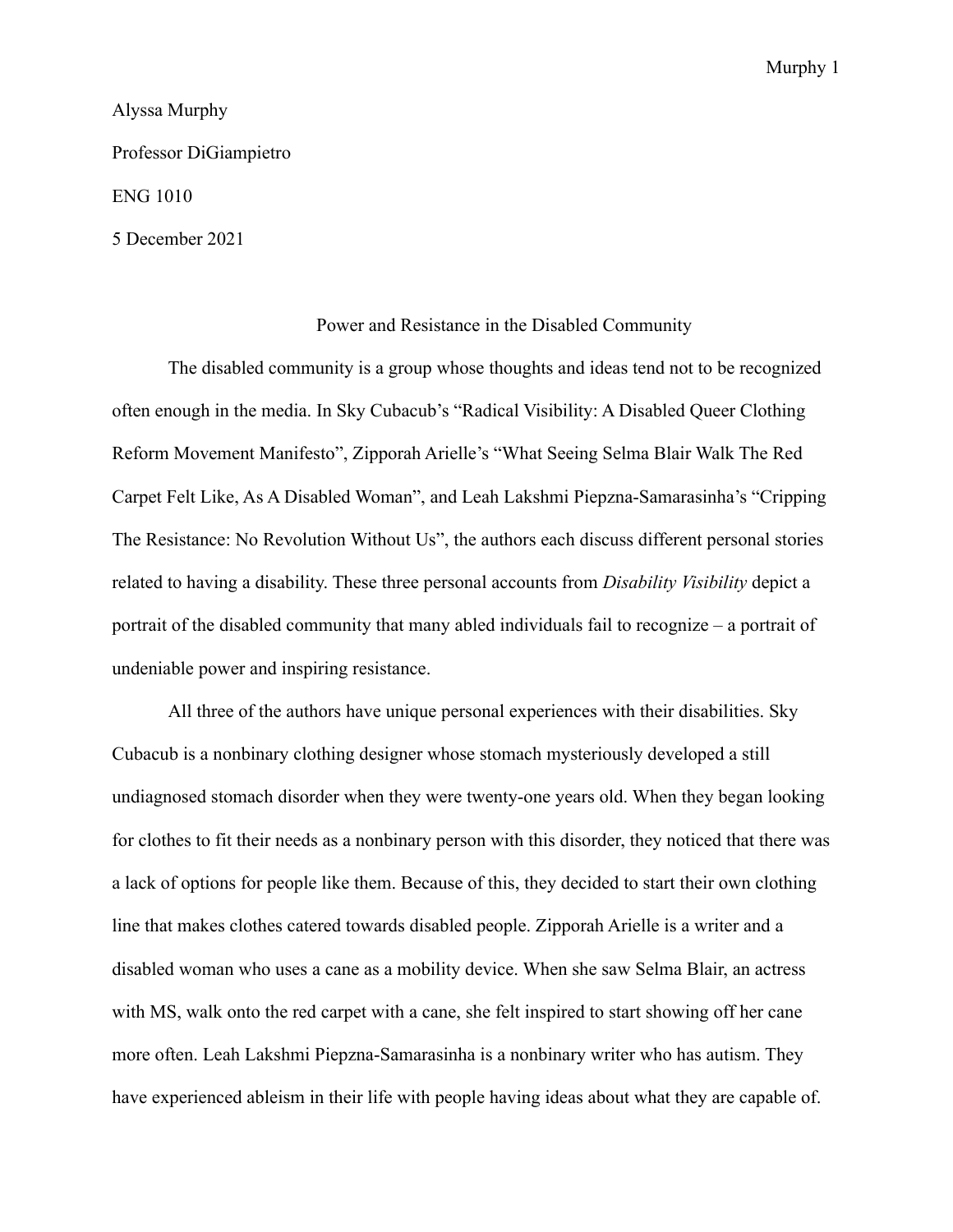Alyssa Murphy

Professor DiGiampietro

ENG 1010

5 December 2021

# Power and Resistance in the Disabled Community

The disabled community is a group whose thoughts and ideas tend not to be recognized often enough in the media. In Sky Cubacub's "Radical Visibility: A Disabled Queer Clothing Reform Movement Manifesto", Zipporah Arielle's "What Seeing Selma Blair Walk The Red Carpet Felt Like, As A Disabled Woman", and Leah Lakshmi Piepzna-Samarasinha's "Cripping The Resistance: No Revolution Without Us", the authors each discuss different personal stories related to having a disability. These three personal accounts from *Disability Visibility* depict a portrait of the disabled community that many abled individuals fail to recognize – a portrait of undeniable power and inspiring resistance.

All three of the authors have unique personal experiences with their disabilities. Sky Cubacub is a nonbinary clothing designer whose stomach mysteriously developed a still undiagnosed stomach disorder when they were twenty-one years old. When they began looking for clothes to fit their needs as a nonbinary person with this disorder, they noticed that there was a lack of options for people like them. Because of this, they decided to start their own clothing line that makes clothes catered towards disabled people. Zipporah Arielle is a writer and a disabled woman who uses a cane as a mobility device. When she saw Selma Blair, an actress with MS, walk onto the red carpet with a cane, she felt inspired to start showing off her cane more often. Leah Lakshmi Piepzna-Samarasinha is a nonbinary writer who has autism. They have experienced ableism in their life with people having ideas about what they are capable of.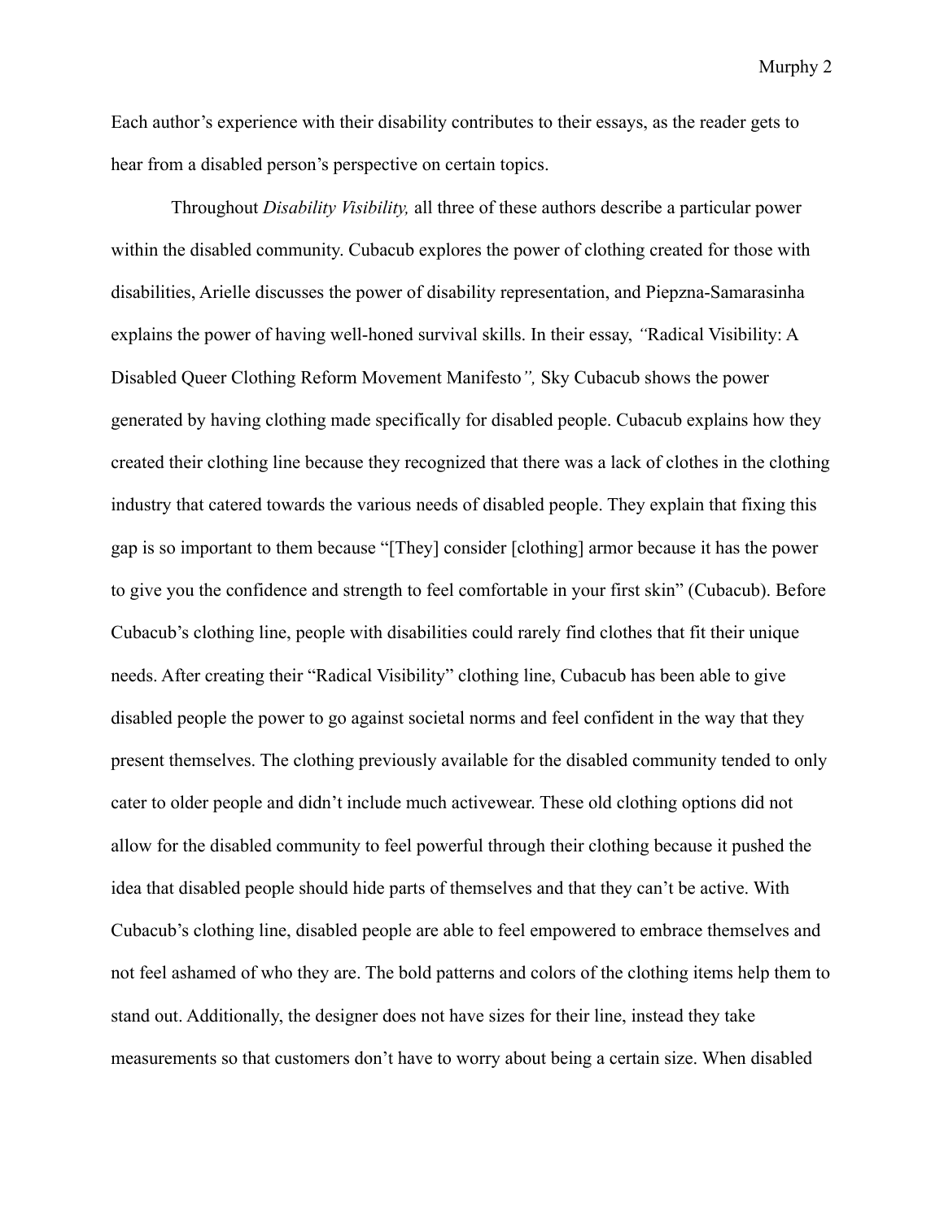Each author's experience with their disability contributes to their essays, as the reader gets to hear from a disabled person's perspective on certain topics.

Throughout *Disability Visibility,* all three of these authors describe a particular power within the disabled community. Cubacub explores the power of clothing created for those with disabilities, Arielle discusses the power of disability representation, and Piepzna-Samarasinha explains the power of having well-honed survival skills. In their essay, *"*Radical Visibility: A Disabled Queer Clothing Reform Movement Manifesto*",* Sky Cubacub shows the power generated by having clothing made specifically for disabled people. Cubacub explains how they created their clothing line because they recognized that there was a lack of clothes in the clothing industry that catered towards the various needs of disabled people. They explain that fixing this gap is so important to them because "[They] consider [clothing] armor because it has the power to give you the confidence and strength to feel comfortable in your first skin" (Cubacub). Before Cubacub's clothing line, people with disabilities could rarely find clothes that fit their unique needs. After creating their "Radical Visibility" clothing line, Cubacub has been able to give disabled people the power to go against societal norms and feel confident in the way that they present themselves. The clothing previously available for the disabled community tended to only cater to older people and didn't include much activewear. These old clothing options did not allow for the disabled community to feel powerful through their clothing because it pushed the idea that disabled people should hide parts of themselves and that they can't be active. With Cubacub's clothing line, disabled people are able to feel empowered to embrace themselves and not feel ashamed of who they are. The bold patterns and colors of the clothing items help them to stand out. Additionally, the designer does not have sizes for their line, instead they take measurements so that customers don't have to worry about being a certain size. When disabled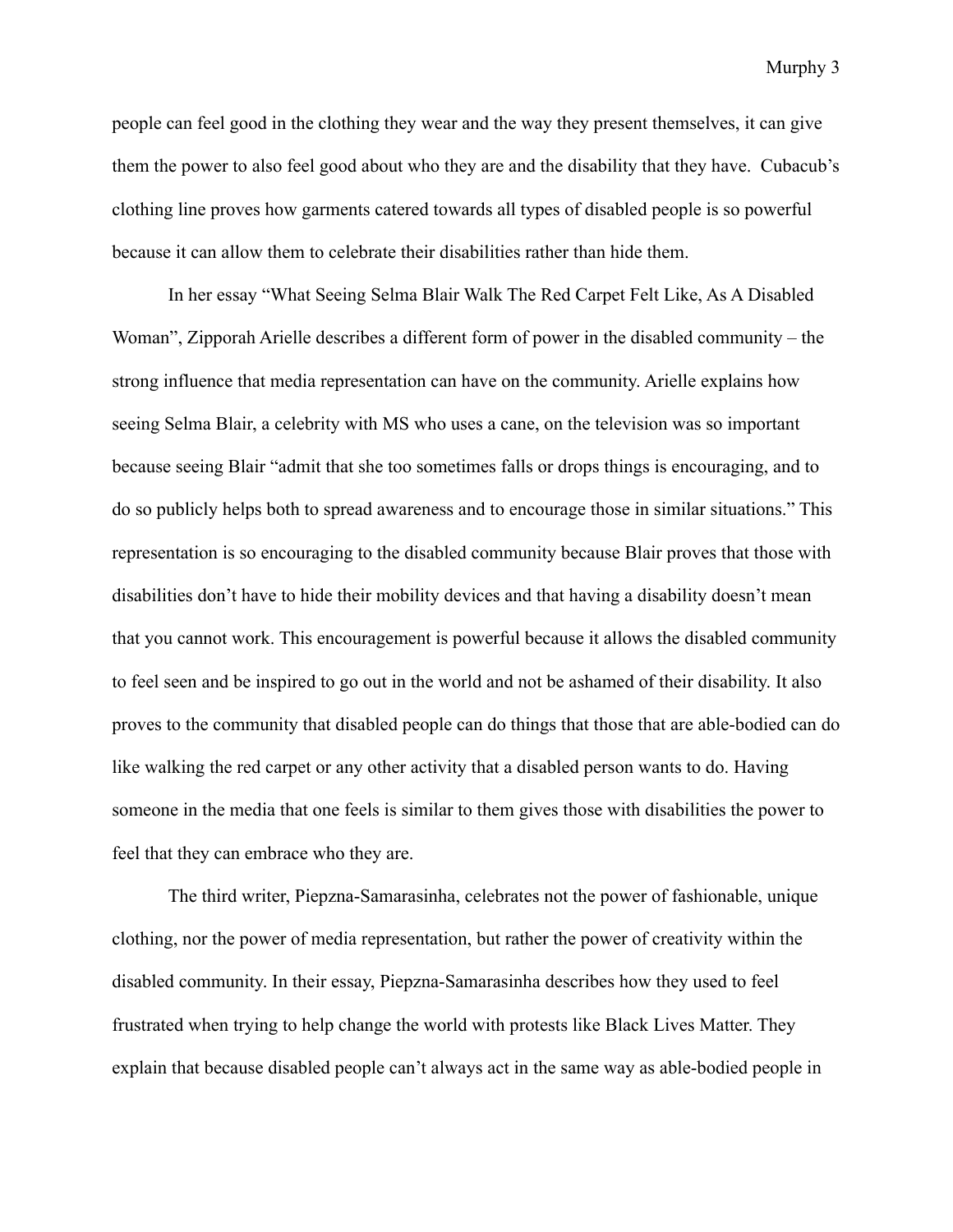people can feel good in the clothing they wear and the way they present themselves, it can give them the power to also feel good about who they are and the disability that they have. Cubacub's clothing line proves how garments catered towards all types of disabled people is so powerful because it can allow them to celebrate their disabilities rather than hide them.

In her essay "What Seeing Selma Blair Walk The Red Carpet Felt Like, As A Disabled Woman", Zipporah Arielle describes a different form of power in the disabled community – the strong influence that media representation can have on the community. Arielle explains how seeing Selma Blair, a celebrity with MS who uses a cane, on the television was so important because seeing Blair "admit that she too sometimes falls or drops things is encouraging, and to do so publicly helps both to spread awareness and to encourage those in similar situations." This representation is so encouraging to the disabled community because Blair proves that those with disabilities don't have to hide their mobility devices and that having a disability doesn't mean that you cannot work. This encouragement is powerful because it allows the disabled community to feel seen and be inspired to go out in the world and not be ashamed of their disability. It also proves to the community that disabled people can do things that those that are able-bodied can do like walking the red carpet or any other activity that a disabled person wants to do. Having someone in the media that one feels is similar to them gives those with disabilities the power to feel that they can embrace who they are.

The third writer, Piepzna-Samarasinha, celebrates not the power of fashionable, unique clothing, nor the power of media representation, but rather the power of creativity within the disabled community. In their essay, Piepzna-Samarasinha describes how they used to feel frustrated when trying to help change the world with protests like Black Lives Matter. They explain that because disabled people can't always act in the same way as able-bodied people in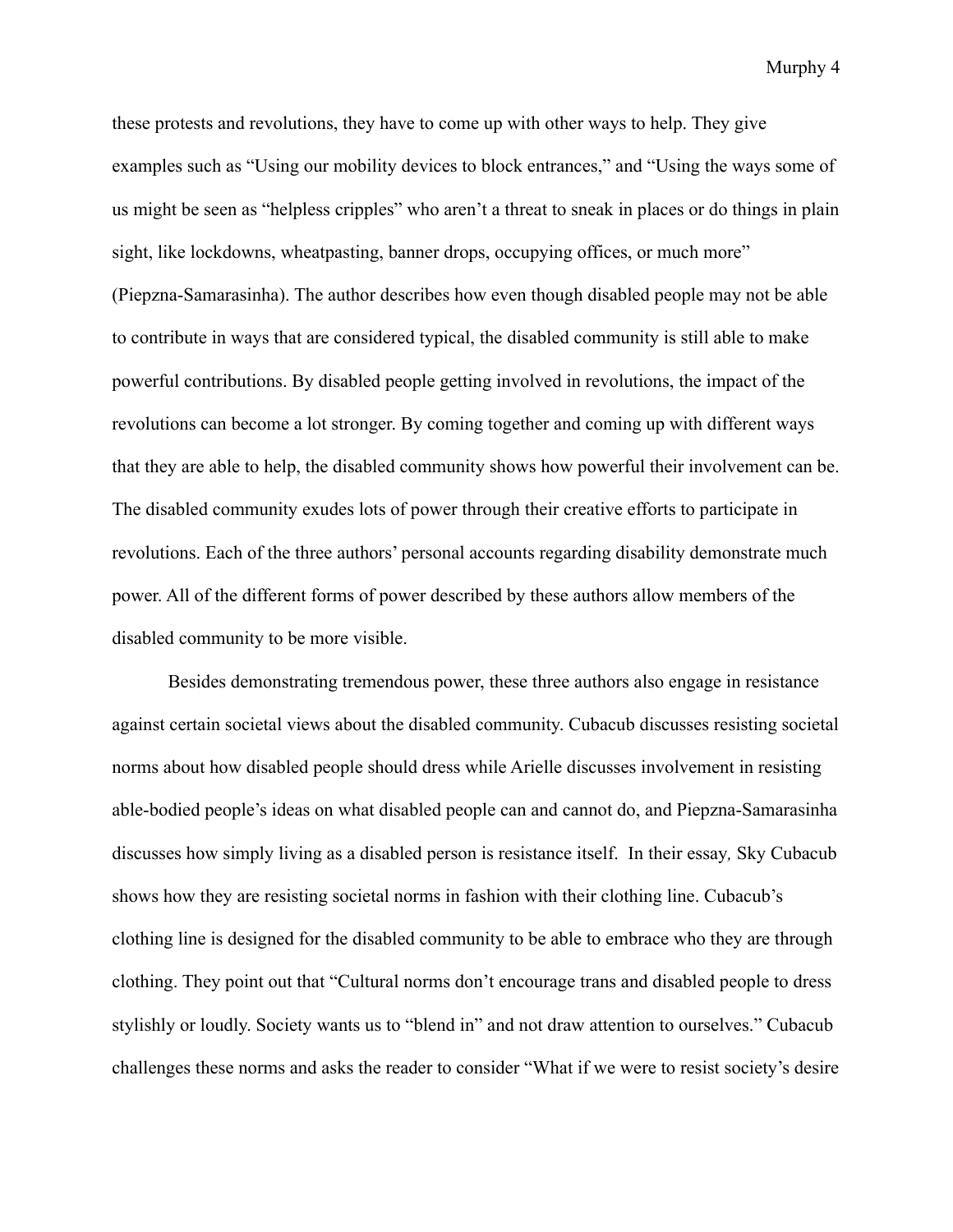these protests and revolutions, they have to come up with other ways to help. They give examples such as "Using our mobility devices to block entrances," and "Using the ways some of us might be seen as "helpless cripples" who aren't a threat to sneak in places or do things in plain sight, like lockdowns, wheatpasting, banner drops, occupying offices, or much more" (Piepzna-Samarasinha). The author describes how even though disabled people may not be able to contribute in ways that are considered typical, the disabled community is still able to make powerful contributions. By disabled people getting involved in revolutions, the impact of the revolutions can become a lot stronger. By coming together and coming up with different ways that they are able to help, the disabled community shows how powerful their involvement can be. The disabled community exudes lots of power through their creative efforts to participate in revolutions. Each of the three authors' personal accounts regarding disability demonstrate much power. All of the different forms of power described by these authors allow members of the disabled community to be more visible.

Besides demonstrating tremendous power, these three authors also engage in resistance against certain societal views about the disabled community. Cubacub discusses resisting societal norms about how disabled people should dress while Arielle discusses involvement in resisting able-bodied people's ideas on what disabled people can and cannot do, and Piepzna-Samarasinha discusses how simply living as a disabled person is resistance itself. In their essay, Sky Cubacub shows how they are resisting societal norms in fashion with their clothing line. Cubacub's clothing line is designed for the disabled community to be able to embrace who they are through clothing. They point out that "Cultural norms don't encourage trans and disabled people to dress stylishly or loudly. Society wants us to "blend in" and not draw attention to ourselves." Cubacub challenges these norms and asks the reader to consider "What if we were to resist society's desire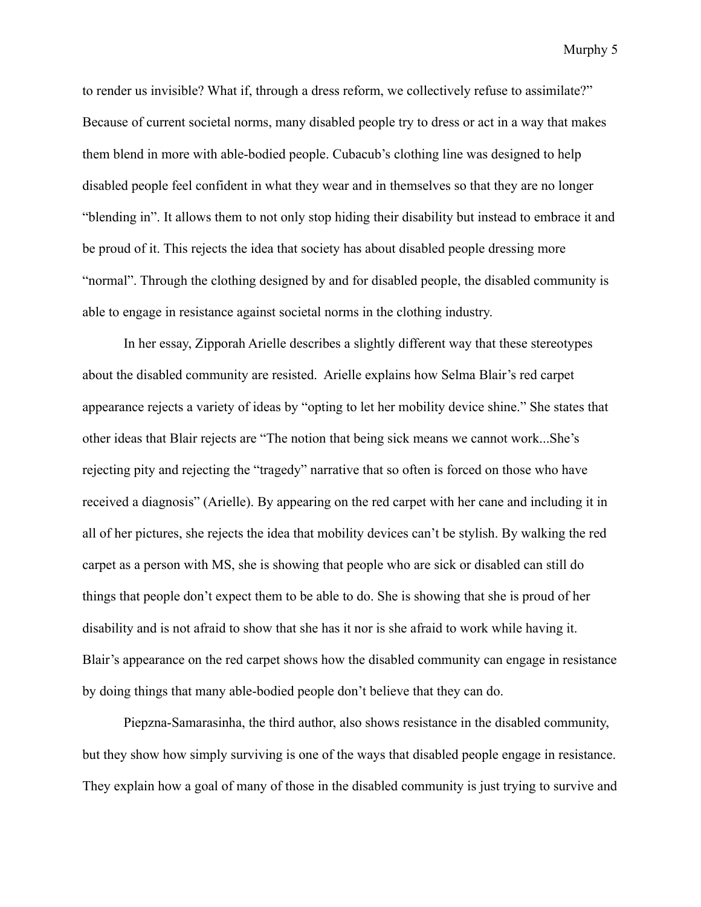to render us invisible? What if, through a dress reform, we collectively refuse to assimilate?" Because of current societal norms, many disabled people try to dress or act in a way that makes them blend in more with able-bodied people. Cubacub's clothing line was designed to help disabled people feel confident in what they wear and in themselves so that they are no longer "blending in". It allows them to not only stop hiding their disability but instead to embrace it and be proud of it. This rejects the idea that society has about disabled people dressing more "normal". Through the clothing designed by and for disabled people, the disabled community is able to engage in resistance against societal norms in the clothing industry.

In her essay, Zipporah Arielle describes a slightly different way that these stereotypes about the disabled community are resisted. Arielle explains how Selma Blair's red carpet appearance rejects a variety of ideas by "opting to let her mobility device shine." She states that other ideas that Blair rejects are "The notion that being sick means we cannot work...She's rejecting pity and rejecting the "tragedy" narrative that so often is forced on those who have received a diagnosis" (Arielle). By appearing on the red carpet with her cane and including it in all of her pictures, she rejects the idea that mobility devices can't be stylish. By walking the red carpet as a person with MS, she is showing that people who are sick or disabled can still do things that people don't expect them to be able to do. She is showing that she is proud of her disability and is not afraid to show that she has it nor is she afraid to work while having it. Blair's appearance on the red carpet shows how the disabled community can engage in resistance by doing things that many able-bodied people don't believe that they can do.

Piepzna-Samarasinha, the third author, also shows resistance in the disabled community, but they show how simply surviving is one of the ways that disabled people engage in resistance. They explain how a goal of many of those in the disabled community is just trying to survive and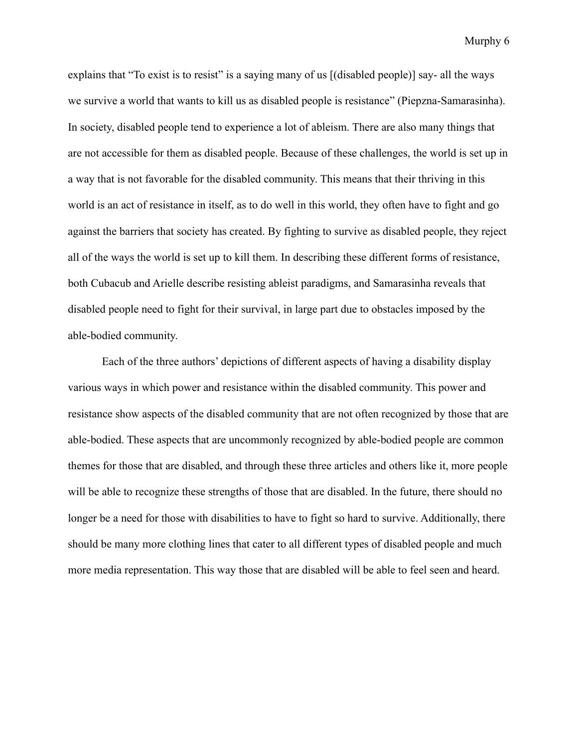explains that "To exist is to resist" is a saying many of us [(disabled people)] say- all the ways we survive a world that wants to kill us as disabled people is resistance" (Piepzna-Samarasinha). In society, disabled people tend to experience a lot of ableism. There are also many things that are not accessible for them as disabled people. Because of these challenges, the world is set up in a way that is not favorable for the disabled community. This means that their thriving in this world is an act of resistance in itself, as to do well in this world, they often have to fight and go against the barriers that society has created. By fighting to survive as disabled people, they reject all of the ways the world is set up to kill them. In describing these different forms of resistance, both Cubacub and Arielle describe resisting ableist paradigms, and Samarasinha reveals that disabled people need to fight for their survival, in large part due to obstacles imposed by the able-bodied community.

Each of the three authors' depictions of different aspects of having a disability display various ways in which power and resistance within the disabled community. This power and resistance show aspects of the disabled community that are not often recognized by those that are able-bodied. These aspects that are uncommonly recognized by able-bodied people are common themes for those that are disabled, and through these three articles and others like it, more people will be able to recognize these strengths of those that are disabled. In the future, there should no longer be a need for those with disabilities to have to fight so hard to survive. Additionally, there should be many more clothing lines that cater to all different types of disabled people and much more media representation. This way those that are disabled will be able to feel seen and heard.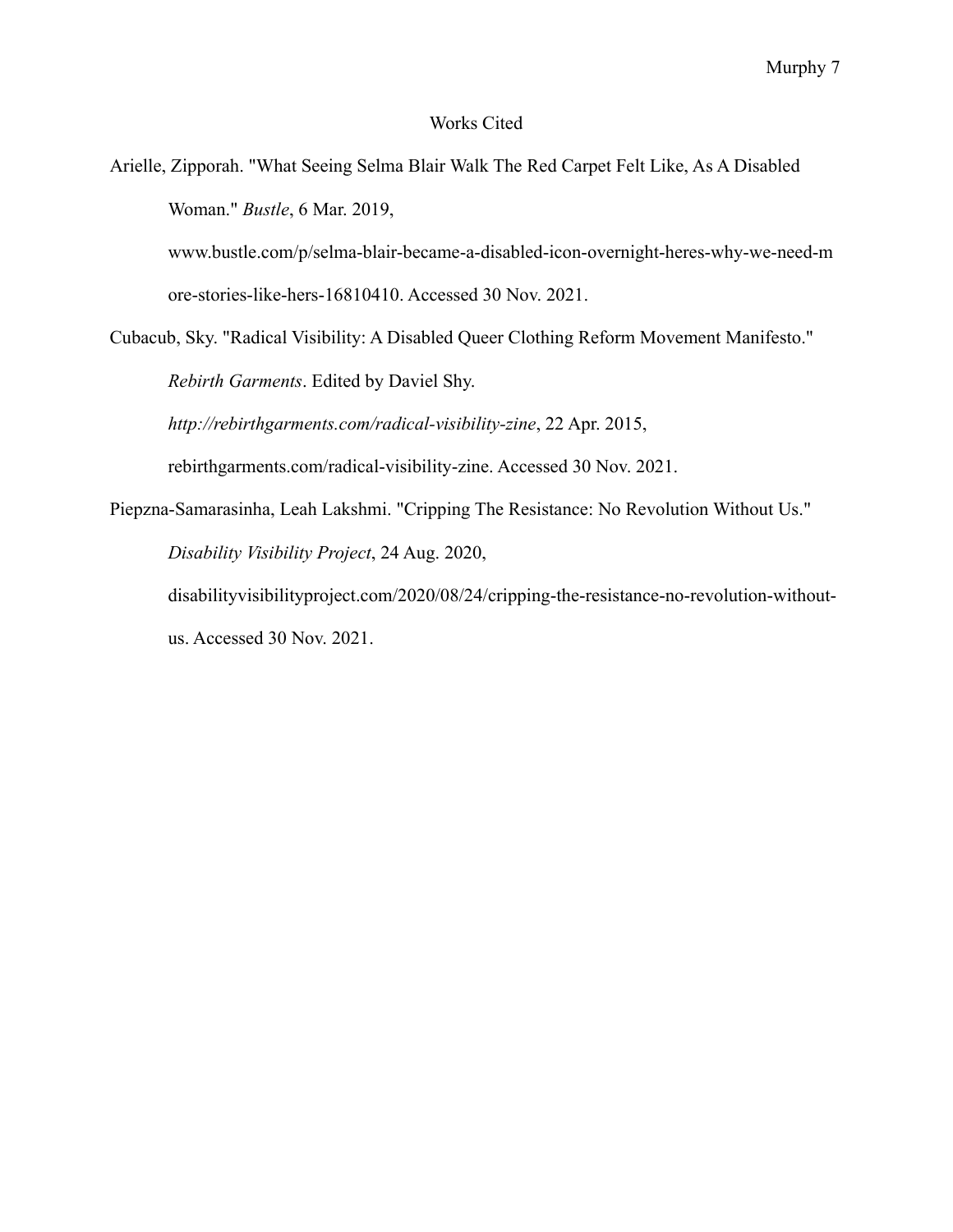# Works Cited

Arielle, Zipporah. "What Seeing Selma Blair Walk The Red Carpet Felt Like, As A Disabled Woman." *Bustle*, 6 Mar. 2019, www.bustle.com/p/selma-blair-became-a-disabled-icon-overnight-heres-why-we-need-more-stories-like-hers-16810410. Accessed 30 Nov. 2021.

Cubacub, Sky. "Radical Visibility: A Disabled Queer Clothing Reform Movement Manifesto." *Rebirth Garments*. Edited by Daviel Shy. *http://rebirthgarments.com/radical-visibility-zine*, 22 Apr. 2015, rebirthgarments.com/radical-visibility-zine. Accessed 30 Nov. 2021.

Piepzna-Samarasinha, Leah Lakshmi. "Cripping The Resistance: No Revolution Without Us." *Disability Visibility Project*, 24 Aug. 2020, disabilityvisibilityproject.com/2020/08/24/cripping-the-resistance-no-revolution-without-us. Accessed 30 Nov. 2021.